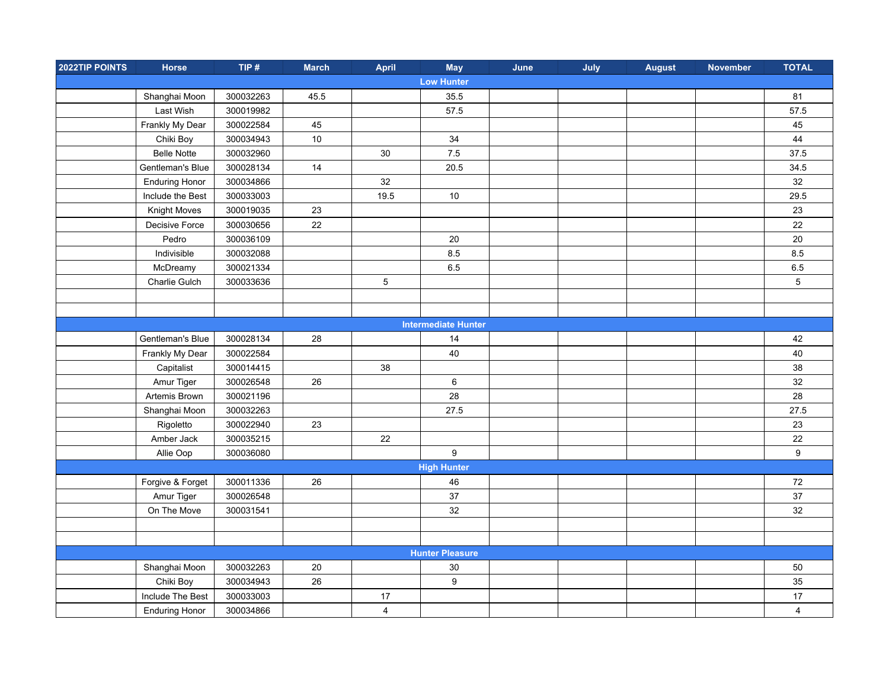| 2022TIP POINTS | Horse | TIP # | March | April | May | June | July | August | November | TOTAL |
|---|---|---|---|---|---|---|---|---|---|---|
| Low Hunter | | | | | | | | | | |
| | Shanghai Moon | 300032263 | 45.5 | | 35.5 | | | | | 81 |
| | Last Wish | 300019982 | | | 57.5 | | | | | 57.5 |
| | Frankly My Dear | 300022584 | 45 | | | | | | | 45 |
| | Chiki Boy | 300034943 | 10 | | 34 | | | | | 44 |
| | Belle Notte | 300032960 | | 30 | 7.5 | | | | | 37.5 |
| | Gentleman's Blue | 300028134 | 14 | | 20.5 | | | | | 34.5 |
| | Enduring Honor | 300034866 | | 32 | | | | | | 32 |
| | Include the Best | 300033003 | | 19.5 | 10 | | | | | 29.5 |
| | Knight Moves | 300019035 | 23 | | | | | | | 23 |
| | Decisive Force | 300030656 | 22 | | | | | | | 22 |
| | Pedro | 300036109 | | | 20 | | | | | 20 |
| | Indivisible | 300032088 | | | 8.5 | | | | | 8.5 |
| | McDreamy | 300021334 | | | 6.5 | | | | | 6.5 |
| | Charlie Gulch | 300033636 | | 5 | | | | | | 5 |
| | | | | | | | | | | |
| | | | | | | | | | | |
| Intermediate Hunter | | | | | | | | | | |
| | Gentleman's Blue | 300028134 | 28 | | 14 | | | | | 42 |
| | Frankly My Dear | 300022584 | | | 40 | | | | | 40 |
| | Capitalist | 300014415 | | 38 | | | | | | 38 |
| | Amur Tiger | 300026548 | 26 | | 6 | | | | | 32 |
| | Artemis Brown | 300021196 | | | 28 | | | | | 28 |
| | Shanghai Moon | 300032263 | | | 27.5 | | | | | 27.5 |
| | Rigoletto | 300022940 | 23 | | | | | | | 23 |
| | Amber Jack | 300035215 | | 22 | | | | | | 22 |
| | Allie Oop | 300036080 | | | 9 | | | | | 9 |
| High Hunter | | | | | | | | | | |
| | Forgive & Forget | 300011336 | 26 | | 46 | | | | | 72 |
| | Amur Tiger | 300026548 | | | 37 | | | | | 37 |
| | On The Move | 300031541 | | | 32 | | | | | 32 |
| | | | | | | | | | | |
| | | | | | | | | | | |
| Hunter Pleasure | | | | | | | | | | |
| | Shanghai Moon | 300032263 | 20 | | 30 | | | | | 50 |
| | Chiki Boy | 300034943 | 26 | | 9 | | | | | 35 |
| | Include The Best | 300033003 | | 17 | | | | | | 17 |
| | Enduring Honor | 300034866 | | 4 | | | | | | 4 |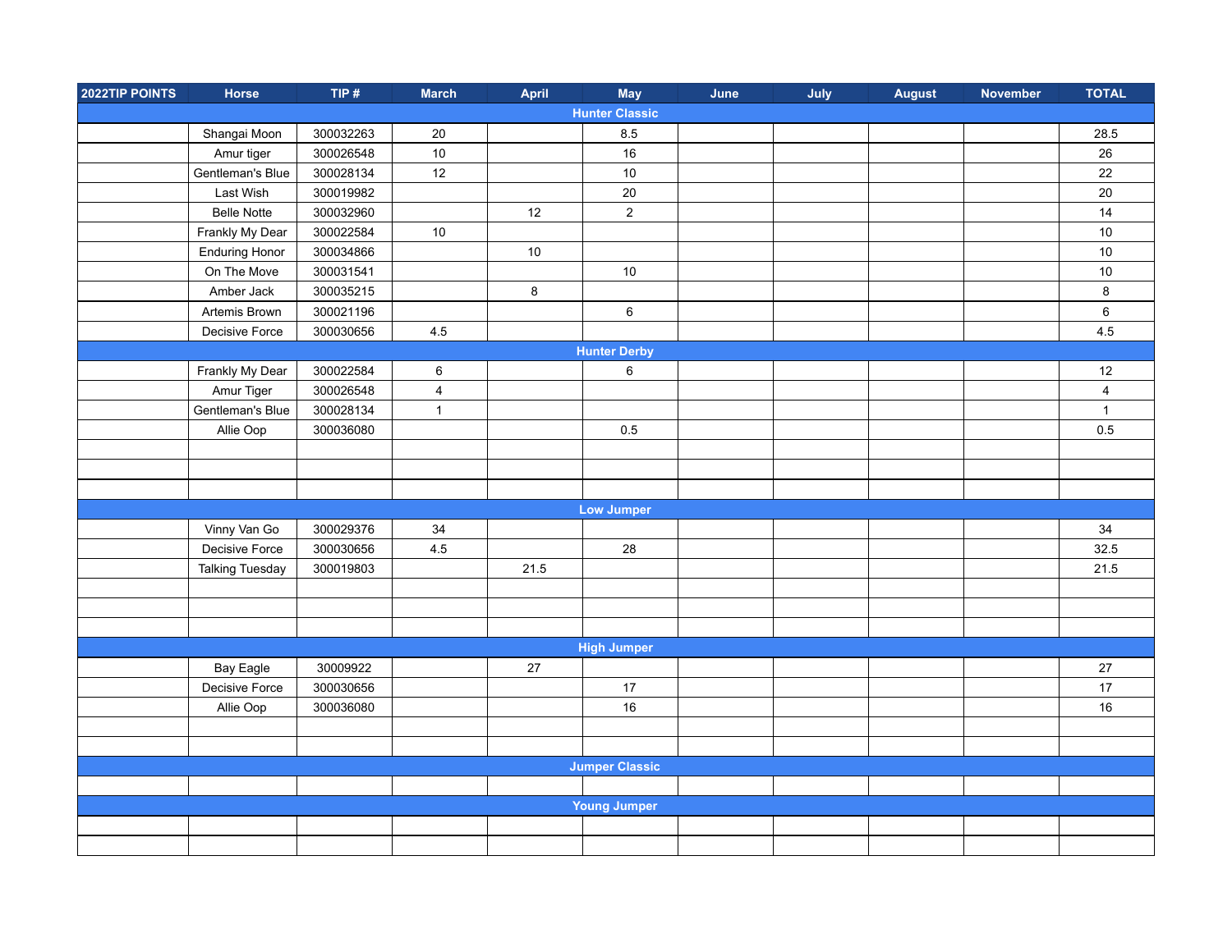| 2022TIP POINTS | Horse | TIP # | March | April | May | June | July | August | November | TOTAL |
|---|---|---|---|---|---|---|---|---|---|---|
| **Hunter Classic** | | | | | | | | | | |
| | Shangai Moon | 300032263 | 20 | | 8.5 | | | | | 28.5 |
| | Amur tiger | 300026548 | 10 | | 16 | | | | | 26 |
| | Gentleman's Blue | 300028134 | 12 | | 10 | | | | | 22 |
| | Last Wish | 300019982 | | | 20 | | | | | 20 |
| | Belle Notte | 300032960 | | 12 | 2 | | | | | 14 |
| | Frankly My Dear | 300022584 | 10 | | | | | | | 10 |
| | Enduring Honor | 300034866 | | 10 | | | | | | 10 |
| | On The Move | 300031541 | | | 10 | | | | | 10 |
| | Amber Jack | 300035215 | | 8 | | | | | | 8 |
| | Artemis Brown | 300021196 | | | 6 | | | | | 6 |
| | Decisive Force | 300030656 | 4.5 | | | | | | | 4.5 |
| **Hunter Derby** | | | | | | | | | | |
| | Frankly My Dear | 300022584 | 6 | | 6 | | | | | 12 |
| | Amur Tiger | 300026548 | 4 | | | | | | | 4 |
| | Gentleman's Blue | 300028134 | 1 | | | | | | | 1 |
| | Allie Oop | 300036080 | | | 0.5 | | | | | 0.5 |
| | | | | | | | | | | |
| | | | | | | | | | | |
| | | | | | | | | | | |
| **Low Jumper** | | | | | | | | | | |
| | Vinny Van Go | 300029376 | 34 | | | | | | | 34 |
| | Decisive Force | 300030656 | 4.5 | | 28 | | | | | 32.5 |
| | Talking Tuesday | 300019803 | | 21.5 | | | | | | 21.5 |
| | | | | | | | | | | |
| | | | | | | | | | | |
| | | | | | | | | | | |
| **High Jumper** | | | | | | | | | | |
| | Bay Eagle | 30009922 | | 27 | | | | | | 27 |
| | Decisive Force | 300030656 | | | 17 | | | | | 17 |
| | Allie Oop | 300036080 | | | 16 | | | | | 16 |
| | | | | | | | | | | |
| | | | | | | | | | | |
| **Jumper Classic** | | | | | | | | | | |
| | | | | | | | | | | |
| **Young Jumper** | | | | | | | | | | |
| | | | | | | | | | | |
| | | | | | | | | | | |